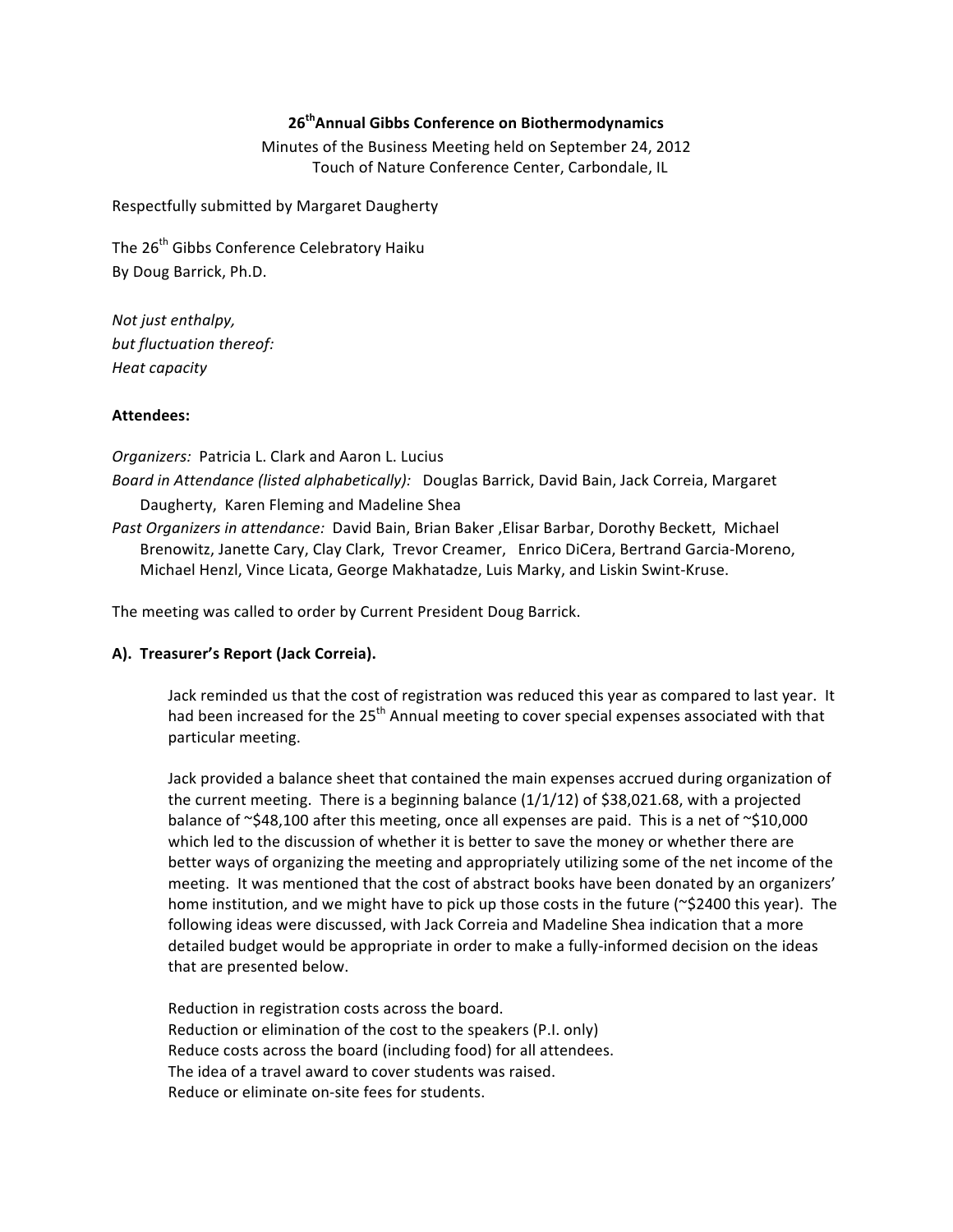# 26th Annual Gibbs Conference on Biothermodynamics

Minutes of the Business Meeting held on September 24, 2012
Touch of Nature Conference Center, Carbondale, IL

Respectfully submitted by Margaret Daugherty

The 26th Gibbs Conference Celebratory Haiku
By Doug Barrick, Ph.D.

*Not just enthalpy,*
*but fluctuation thereof:*
*Heat capacity*

**Attendees:**

*Organizers:* Patricia L. Clark and Aaron L. Lucius
*Board in Attendance (listed alphabetically):* Douglas Barrick, David Bain, Jack Correia, Margaret Daugherty, Karen Fleming and Madeline Shea
*Past Organizers in attendance:* David Bain, Brian Baker ,Elisar Barbar, Dorothy Beckett, Michael Brenowitz, Janette Cary, Clay Clark, Trevor Creamer, Enrico DiCera, Bertrand Garcia-Moreno, Michael Henzl, Vince Licata, George Makhatadze, Luis Marky, and Liskin Swint-Kruse.

The meeting was called to order by Current President Doug Barrick.

## A). Treasurer's Report (Jack Correia).

Jack reminded us that the cost of registration was reduced this year as compared to last year. It had been increased for the 25th Annual meeting to cover special expenses associated with that particular meeting.

Jack provided a balance sheet that contained the main expenses accrued during organization of the current meeting. There is a beginning balance (1/1/12) of $38,021.68, with a projected balance of ~$48,100 after this meeting, once all expenses are paid. This is a net of ~$10,000 which led to the discussion of whether it is better to save the money or whether there are better ways of organizing the meeting and appropriately utilizing some of the net income of the meeting. It was mentioned that the cost of abstract books have been donated by an organizers' home institution, and we might have to pick up those costs in the future (~$2400 this year). The following ideas were discussed, with Jack Correia and Madeline Shea indication that a more detailed budget would be appropriate in order to make a fully-informed decision on the ideas that are presented below.

Reduction in registration costs across the board.
Reduction or elimination of the cost to the speakers (P.I. only)
Reduce costs across the board (including food) for all attendees.
The idea of a travel award to cover students was raised.
Reduce or eliminate on-site fees for students.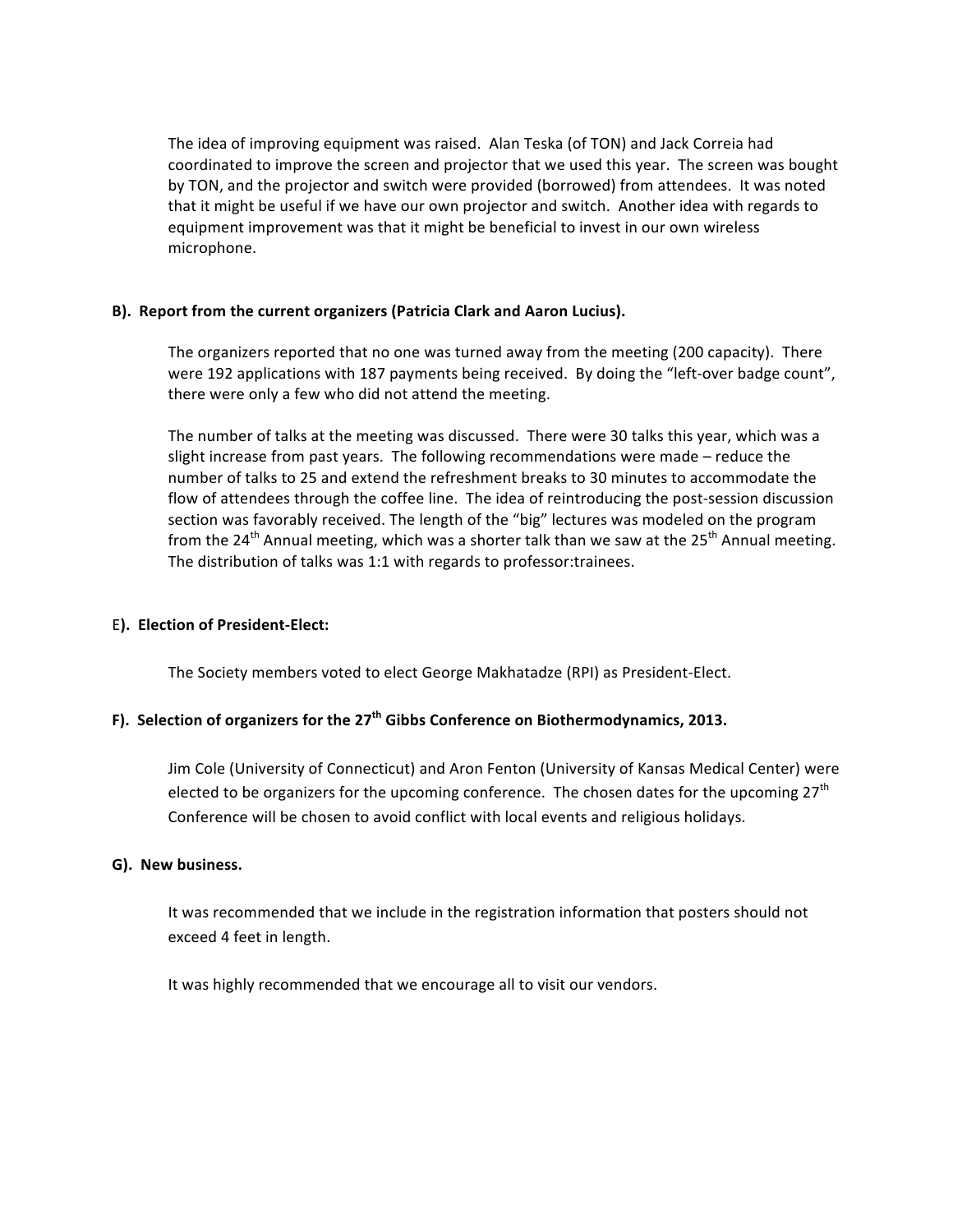The idea of improving equipment was raised. Alan Teska (of TON) and Jack Correia had coordinated to improve the screen and projector that we used this year. The screen was bought by TON, and the projector and switch were provided (borrowed) from attendees. It was noted that it might be useful if we have our own projector and switch. Another idea with regards to equipment improvement was that it might be beneficial to invest in our own wireless microphone.

**B). Report from the current organizers (Patricia Clark and Aaron Lucius).**

The organizers reported that no one was turned away from the meeting (200 capacity). There were 192 applications with 187 payments being received. By doing the "left-over badge count", there were only a few who did not attend the meeting.

The number of talks at the meeting was discussed. There were 30 talks this year, which was a slight increase from past years. The following recommendations were made – reduce the number of talks to 25 and extend the refreshment breaks to 30 minutes to accommodate the flow of attendees through the coffee line. The idea of reintroducing the post-session discussion section was favorably received. The length of the "big" lectures was modeled on the program from the 24th Annual meeting, which was a shorter talk than we saw at the 25th Annual meeting. The distribution of talks was 1:1 with regards to professor:trainees.

E**). Election of President-Elect:**

The Society members voted to elect George Makhatadze (RPI) as President-Elect.

**F). Selection of organizers for the 27th Gibbs Conference on Biothermodynamics, 2013.**

Jim Cole (University of Connecticut) and Aron Fenton (University of Kansas Medical Center) were elected to be organizers for the upcoming conference. The chosen dates for the upcoming 27th Conference will be chosen to avoid conflict with local events and religious holidays.

**G). New business.**

It was recommended that we include in the registration information that posters should not exceed 4 feet in length.

It was highly recommended that we encourage all to visit our vendors.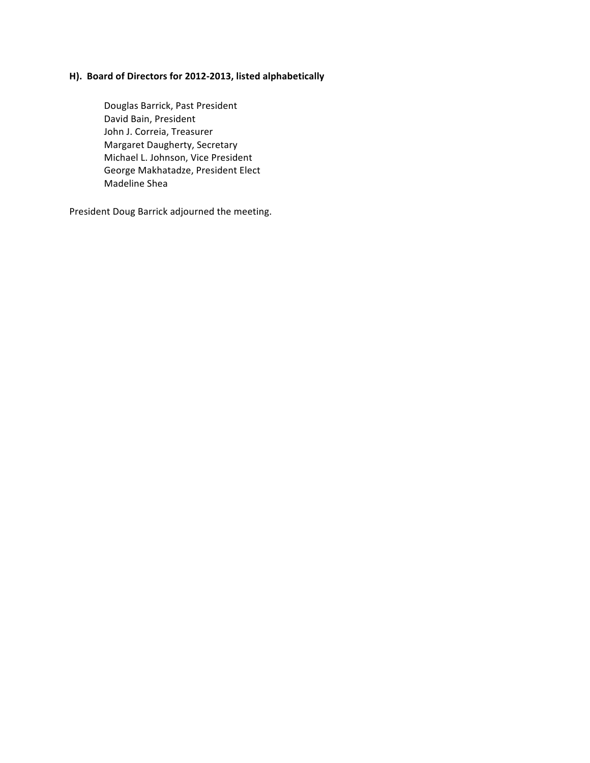**H). Board of Directors for 2012-2013, listed alphabetically**

Douglas Barrick, Past President
David Bain, President
John J. Correia, Treasurer
Margaret Daugherty, Secretary
Michael L. Johnson, Vice President
George Makhatadze, President Elect
Madeline Shea

President Doug Barrick adjourned the meeting.